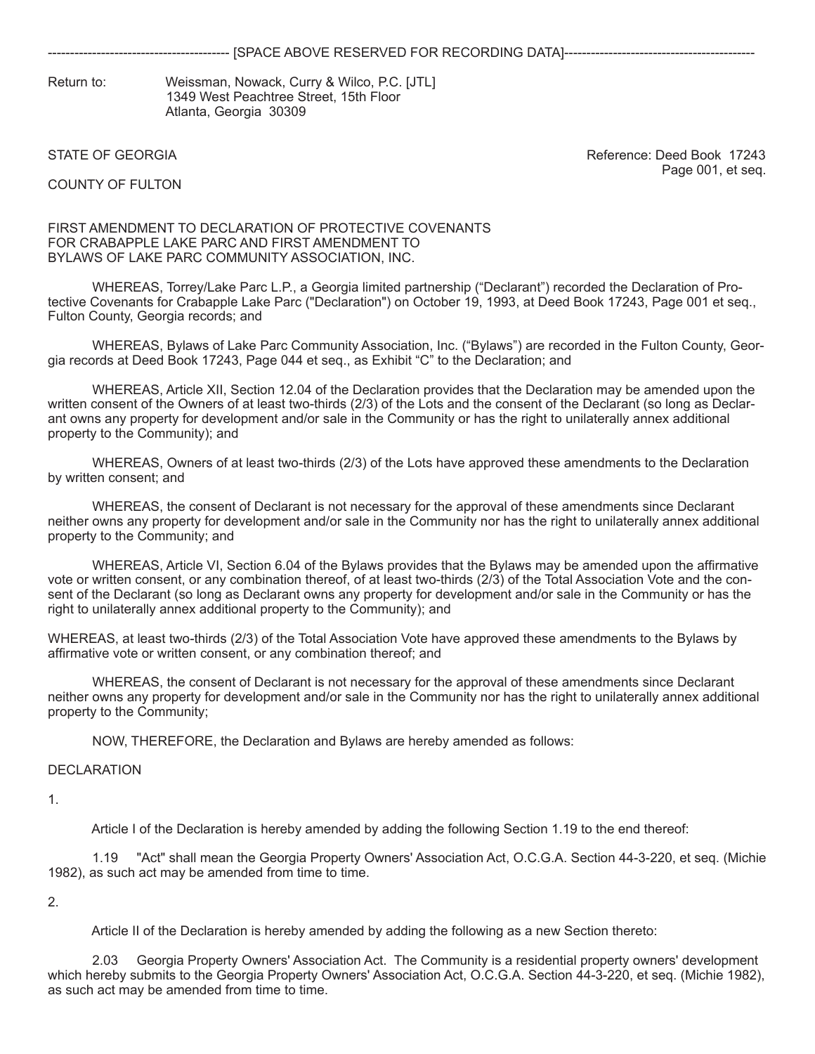---------------------------------------- [SPACE ABOVE RESERVED FOR RECORDING DATA]-------------------------------------------

Return to: Weissman, Nowack, Curry & Wilco, P.C. [JTL]
1349 West Peachtree Street, 15th Floor
Atlanta, Georgia 30309

STATE OF GEORGIA

Reference: Deed Book 17243
Page 001, et seq.

COUNTY OF FULTON

FIRST AMENDMENT TO DECLARATION OF PROTECTIVE COVENANTS FOR CRABAPPLE LAKE PARC AND FIRST AMENDMENT TO BYLAWS OF LAKE PARC COMMUNITY ASSOCIATION, INC.

WHEREAS, Torrey/Lake Parc L.P., a Georgia limited partnership ("Declarant") recorded the Declaration of Protective Covenants for Crabapple Lake Parc ("Declaration") on October 19, 1993, at Deed Book 17243, Page 001 et seq., Fulton County, Georgia records; and

WHEREAS, Bylaws of Lake Parc Community Association, Inc. ("Bylaws") are recorded in the Fulton County, Georgia records at Deed Book 17243, Page 044 et seq., as Exhibit "C" to the Declaration; and

WHEREAS, Article XII, Section 12.04 of the Declaration provides that the Declaration may be amended upon the written consent of the Owners of at least two-thirds (2/3) of the Lots and the consent of the Declarant (so long as Declarant owns any property for development and/or sale in the Community or has the right to unilaterally annex additional property to the Community); and

WHEREAS, Owners of at least two-thirds (2/3) of the Lots have approved these amendments to the Declaration by written consent; and

WHEREAS, the consent of Declarant is not necessary for the approval of these amendments since Declarant neither owns any property for development and/or sale in the Community nor has the right to unilaterally annex additional property to the Community; and

WHEREAS, Article VI, Section 6.04 of the Bylaws provides that the Bylaws may be amended upon the affirmative vote or written consent, or any combination thereof, of at least two-thirds (2/3) of the Total Association Vote and the consent of the Declarant (so long as Declarant owns any property for development and/or sale in the Community or has the right to unilaterally annex additional property to the Community); and

WHEREAS, at least two-thirds (2/3) of the Total Association Vote have approved these amendments to the Bylaws by affirmative vote or written consent, or any combination thereof; and

WHEREAS, the consent of Declarant is not necessary for the approval of these amendments since Declarant neither owns any property for development and/or sale in the Community nor has the right to unilaterally annex additional property to the Community;

NOW, THEREFORE, the Declaration and Bylaws are hereby amended as follows:

DECLARATION

1.

Article I of the Declaration is hereby amended by adding the following Section 1.19 to the end thereof:

1.19 "Act" shall mean the Georgia Property Owners' Association Act, O.C.G.A. Section 44-3-220, et seq. (Michie 1982), as such act may be amended from time to time.

2.

Article II of the Declaration is hereby amended by adding the following as a new Section thereto:

2.03 Georgia Property Owners' Association Act. The Community is a residential property owners' development which hereby submits to the Georgia Property Owners' Association Act, O.C.G.A. Section 44-3-220, et seq. (Michie 1982), as such act may be amended from time to time.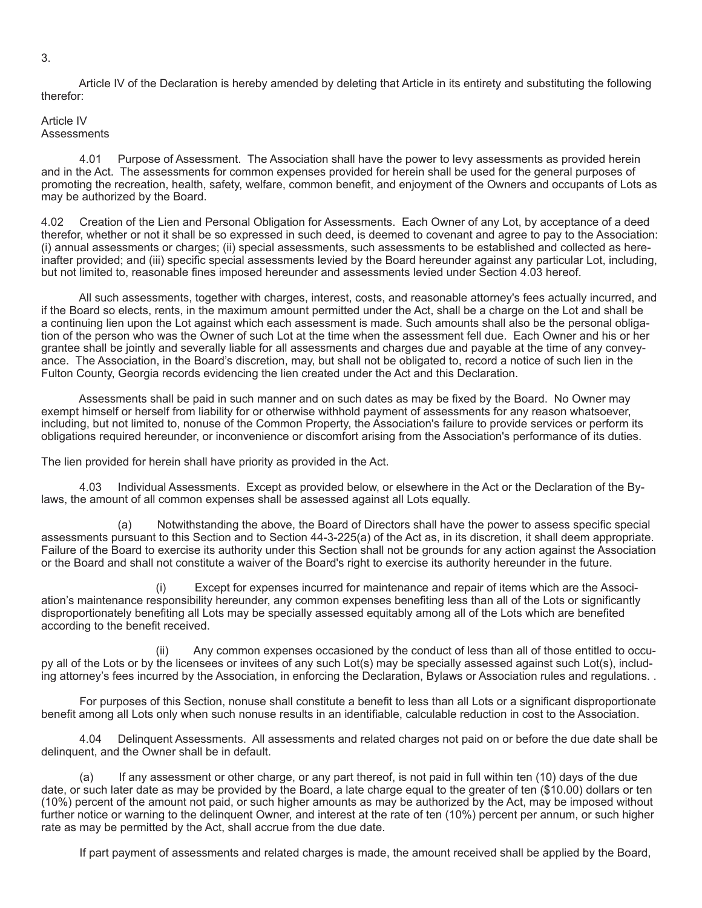3.

Article IV of the Declaration is hereby amended by deleting that Article in its entirety and substituting the following therefor:

Article IV
Assessments

4.01 Purpose of Assessment. The Association shall have the power to levy assessments as provided herein and in the Act. The assessments for common expenses provided for herein shall be used for the general purposes of promoting the recreation, health, safety, welfare, common benefit, and enjoyment of the Owners and occupants of Lots as may be authorized by the Board.

4.02 Creation of the Lien and Personal Obligation for Assessments. Each Owner of any Lot, by acceptance of a deed therefor, whether or not it shall be so expressed in such deed, is deemed to covenant and agree to pay to the Association: (i) annual assessments or charges; (ii) special assessments, such assessments to be established and collected as hereinafter provided; and (iii) specific special assessments levied by the Board hereunder against any particular Lot, including, but not limited to, reasonable fines imposed hereunder and assessments levied under Section 4.03 hereof.

All such assessments, together with charges, interest, costs, and reasonable attorney's fees actually incurred, and if the Board so elects, rents, in the maximum amount permitted under the Act, shall be a charge on the Lot and shall be a continuing lien upon the Lot against which each assessment is made. Such amounts shall also be the personal obligation of the person who was the Owner of such Lot at the time when the assessment fell due. Each Owner and his or her grantee shall be jointly and severally liable for all assessments and charges due and payable at the time of any conveyance. The Association, in the Board's discretion, may, but shall not be obligated to, record a notice of such lien in the Fulton County, Georgia records evidencing the lien created under the Act and this Declaration.

Assessments shall be paid in such manner and on such dates as may be fixed by the Board. No Owner may exempt himself or herself from liability for or otherwise withhold payment of assessments for any reason whatsoever, including, but not limited to, nonuse of the Common Property, the Association's failure to provide services or perform its obligations required hereunder, or inconvenience or discomfort arising from the Association's performance of its duties.

The lien provided for herein shall have priority as provided in the Act.

4.03 Individual Assessments. Except as provided below, or elsewhere in the Act or the Declaration of the Bylaws, the amount of all common expenses shall be assessed against all Lots equally.

(a) Notwithstanding the above, the Board of Directors shall have the power to assess specific special assessments pursuant to this Section and to Section 44-3-225(a) of the Act as, in its discretion, it shall deem appropriate. Failure of the Board to exercise its authority under this Section shall not be grounds for any action against the Association or the Board and shall not constitute a waiver of the Board's right to exercise its authority hereunder in the future.

(i) Except for expenses incurred for maintenance and repair of items which are the Association's maintenance responsibility hereunder, any common expenses benefiting less than all of the Lots or significantly disproportionately benefiting all Lots may be specially assessed equitably among all of the Lots which are benefited according to the benefit received.

(ii) Any common expenses occasioned by the conduct of less than all of those entitled to occupy all of the Lots or by the licensees or invitees of any such Lot(s) may be specially assessed against such Lot(s), including attorney's fees incurred by the Association, in enforcing the Declaration, Bylaws or Association rules and regulations. .

For purposes of this Section, nonuse shall constitute a benefit to less than all Lots or a significant disproportionate benefit among all Lots only when such nonuse results in an identifiable, calculable reduction in cost to the Association.

4.04 Delinquent Assessments. All assessments and related charges not paid on or before the due date shall be delinquent, and the Owner shall be in default.

(a) If any assessment or other charge, or any part thereof, is not paid in full within ten (10) days of the due date, or such later date as may be provided by the Board, a late charge equal to the greater of ten ($10.00) dollars or ten (10%) percent of the amount not paid, or such higher amounts as may be authorized by the Act, may be imposed without further notice or warning to the delinquent Owner, and interest at the rate of ten (10%) percent per annum, or such higher rate as may be permitted by the Act, shall accrue from the due date.

If part payment of assessments and related charges is made, the amount received shall be applied by the Board,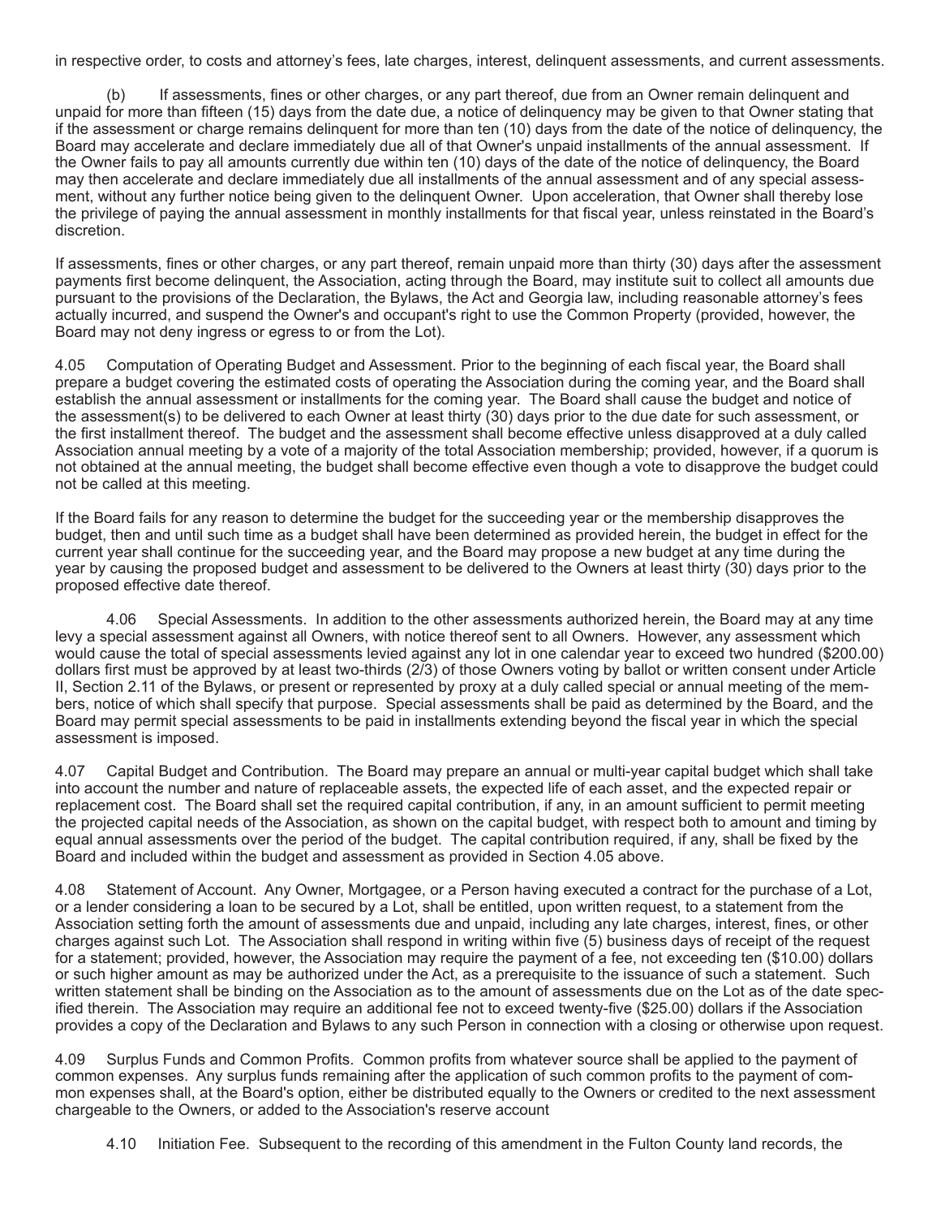in respective order, to costs and attorney's fees, late charges, interest, delinquent assessments, and current assessments.

(b) If assessments, fines or other charges, or any part thereof, due from an Owner remain delinquent and unpaid for more than fifteen (15) days from the date due, a notice of delinquency may be given to that Owner stating that if the assessment or charge remains delinquent for more than ten (10) days from the date of the notice of delinquency, the Board may accelerate and declare immediately due all of that Owner's unpaid installments of the annual assessment. If the Owner fails to pay all amounts currently due within ten (10) days of the date of the notice of delinquency, the Board may then accelerate and declare immediately due all installments of the annual assessment and of any special assessment, without any further notice being given to the delinquent Owner. Upon acceleration, that Owner shall thereby lose the privilege of paying the annual assessment in monthly installments for that fiscal year, unless reinstated in the Board's discretion.

If assessments, fines or other charges, or any part thereof, remain unpaid more than thirty (30) days after the assessment payments first become delinquent, the Association, acting through the Board, may institute suit to collect all amounts due pursuant to the provisions of the Declaration, the Bylaws, the Act and Georgia law, including reasonable attorney's fees actually incurred, and suspend the Owner's and occupant's right to use the Common Property (provided, however, the Board may not deny ingress or egress to or from the Lot).

4.05 Computation of Operating Budget and Assessment. Prior to the beginning of each fiscal year, the Board shall prepare a budget covering the estimated costs of operating the Association during the coming year, and the Board shall establish the annual assessment or installments for the coming year. The Board shall cause the budget and notice of the assessment(s) to be delivered to each Owner at least thirty (30) days prior to the due date for such assessment, or the first installment thereof. The budget and the assessment shall become effective unless disapproved at a duly called Association annual meeting by a vote of a majority of the total Association membership; provided, however, if a quorum is not obtained at the annual meeting, the budget shall become effective even though a vote to disapprove the budget could not be called at this meeting.

If the Board fails for any reason to determine the budget for the succeeding year or the membership disapproves the budget, then and until such time as a budget shall have been determined as provided herein, the budget in effect for the current year shall continue for the succeeding year, and the Board may propose a new budget at any time during the year by causing the proposed budget and assessment to be delivered to the Owners at least thirty (30) days prior to the proposed effective date thereof.

4.06 Special Assessments. In addition to the other assessments authorized herein, the Board may at any time levy a special assessment against all Owners, with notice thereof sent to all Owners. However, any assessment which would cause the total of special assessments levied against any lot in one calendar year to exceed two hundred ($200.00) dollars first must be approved by at least two-thirds (2/3) of those Owners voting by ballot or written consent under Article II, Section 2.11 of the Bylaws, or present or represented by proxy at a duly called special or annual meeting of the members, notice of which shall specify that purpose. Special assessments shall be paid as determined by the Board, and the Board may permit special assessments to be paid in installments extending beyond the fiscal year in which the special assessment is imposed.

4.07 Capital Budget and Contribution. The Board may prepare an annual or multi-year capital budget which shall take into account the number and nature of replaceable assets, the expected life of each asset, and the expected repair or replacement cost. The Board shall set the required capital contribution, if any, in an amount sufficient to permit meeting the projected capital needs of the Association, as shown on the capital budget, with respect both to amount and timing by equal annual assessments over the period of the budget. The capital contribution required, if any, shall be fixed by the Board and included within the budget and assessment as provided in Section 4.05 above.

4.08 Statement of Account. Any Owner, Mortgagee, or a Person having executed a contract for the purchase of a Lot, or a lender considering a loan to be secured by a Lot, shall be entitled, upon written request, to a statement from the Association setting forth the amount of assessments due and unpaid, including any late charges, interest, fines, or other charges against such Lot. The Association shall respond in writing within five (5) business days of receipt of the request for a statement; provided, however, the Association may require the payment of a fee, not exceeding ten ($10.00) dollars or such higher amount as may be authorized under the Act, as a prerequisite to the issuance of such a statement. Such written statement shall be binding on the Association as to the amount of assessments due on the Lot as of the date specified therein. The Association may require an additional fee not to exceed twenty-five ($25.00) dollars if the Association provides a copy of the Declaration and Bylaws to any such Person in connection with a closing or otherwise upon request.

4.09 Surplus Funds and Common Profits. Common profits from whatever source shall be applied to the payment of common expenses. Any surplus funds remaining after the application of such common profits to the payment of common expenses shall, at the Board's option, either be distributed equally to the Owners or credited to the next assessment chargeable to the Owners, or added to the Association's reserve account

4.10 Initiation Fee. Subsequent to the recording of this amendment in the Fulton County land records, the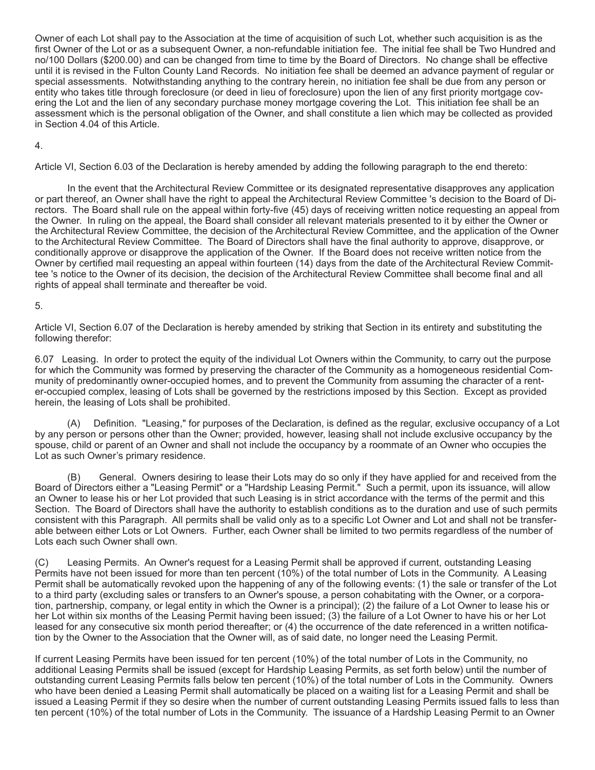Owner of each Lot shall pay to the Association at the time of acquisition of such Lot, whether such acquisition is as the first Owner of the Lot or as a subsequent Owner, a non-refundable initiation fee. The initial fee shall be Two Hundred and no/100 Dollars ($200.00) and can be changed from time to time by the Board of Directors. No change shall be effective until it is revised in the Fulton County Land Records. No initiation fee shall be deemed an advance payment of regular or special assessments. Notwithstanding anything to the contrary herein, no initiation fee shall be due from any person or entity who takes title through foreclosure (or deed in lieu of foreclosure) upon the lien of any first priority mortgage covering the Lot and the lien of any secondary purchase money mortgage covering the Lot. This initiation fee shall be an assessment which is the personal obligation of the Owner, and shall constitute a lien which may be collected as provided in Section 4.04 of this Article.

4.

Article VI, Section 6.03 of the Declaration is hereby amended by adding the following paragraph to the end thereto:

In the event that the Architectural Review Committee or its designated representative disapproves any application or part thereof, an Owner shall have the right to appeal the Architectural Review Committee 's decision to the Board of Directors. The Board shall rule on the appeal within forty-five (45) days of receiving written notice requesting an appeal from the Owner. In ruling on the appeal, the Board shall consider all relevant materials presented to it by either the Owner or the Architectural Review Committee, the decision of the Architectural Review Committee, and the application of the Owner to the Architectural Review Committee. The Board of Directors shall have the final authority to approve, disapprove, or conditionally approve or disapprove the application of the Owner. If the Board does not receive written notice from the Owner by certified mail requesting an appeal within fourteen (14) days from the date of the Architectural Review Committee 's notice to the Owner of its decision, the decision of the Architectural Review Committee shall become final and all rights of appeal shall terminate and thereafter be void.

5.

Article VI, Section 6.07 of the Declaration is hereby amended by striking that Section in its entirety and substituting the following therefor:

6.07 Leasing. In order to protect the equity of the individual Lot Owners within the Community, to carry out the purpose for which the Community was formed by preserving the character of the Community as a homogeneous residential Community of predominantly owner-occupied homes, and to prevent the Community from assuming the character of a renter-occupied complex, leasing of Lots shall be governed by the restrictions imposed by this Section. Except as provided herein, the leasing of Lots shall be prohibited.

(A) Definition. "Leasing," for purposes of the Declaration, is defined as the regular, exclusive occupancy of a Lot by any person or persons other than the Owner; provided, however, leasing shall not include exclusive occupancy by the spouse, child or parent of an Owner and shall not include the occupancy by a roommate of an Owner who occupies the Lot as such Owner's primary residence.

(B) General. Owners desiring to lease their Lots may do so only if they have applied for and received from the Board of Directors either a "Leasing Permit" or a "Hardship Leasing Permit." Such a permit, upon its issuance, will allow an Owner to lease his or her Lot provided that such Leasing is in strict accordance with the terms of the permit and this Section. The Board of Directors shall have the authority to establish conditions as to the duration and use of such permits consistent with this Paragraph. All permits shall be valid only as to a specific Lot Owner and Lot and shall not be transferable between either Lots or Lot Owners. Further, each Owner shall be limited to two permits regardless of the number of Lots each such Owner shall own.

(C) Leasing Permits. An Owner's request for a Leasing Permit shall be approved if current, outstanding Leasing Permits have not been issued for more than ten percent (10%) of the total number of Lots in the Community. A Leasing Permit shall be automatically revoked upon the happening of any of the following events: (1) the sale or transfer of the Lot to a third party (excluding sales or transfers to an Owner's spouse, a person cohabitating with the Owner, or a corporation, partnership, company, or legal entity in which the Owner is a principal); (2) the failure of a Lot Owner to lease his or her Lot within six months of the Leasing Permit having been issued; (3) the failure of a Lot Owner to have his or her Lot leased for any consecutive six month period thereafter; or (4) the occurrence of the date referenced in a written notification by the Owner to the Association that the Owner will, as of said date, no longer need the Leasing Permit.

If current Leasing Permits have been issued for ten percent (10%) of the total number of Lots in the Community, no additional Leasing Permits shall be issued (except for Hardship Leasing Permits, as set forth below) until the number of outstanding current Leasing Permits falls below ten percent (10%) of the total number of Lots in the Community. Owners who have been denied a Leasing Permit shall automatically be placed on a waiting list for a Leasing Permit and shall be issued a Leasing Permit if they so desire when the number of current outstanding Leasing Permits issued falls to less than ten percent (10%) of the total number of Lots in the Community. The issuance of a Hardship Leasing Permit to an Owner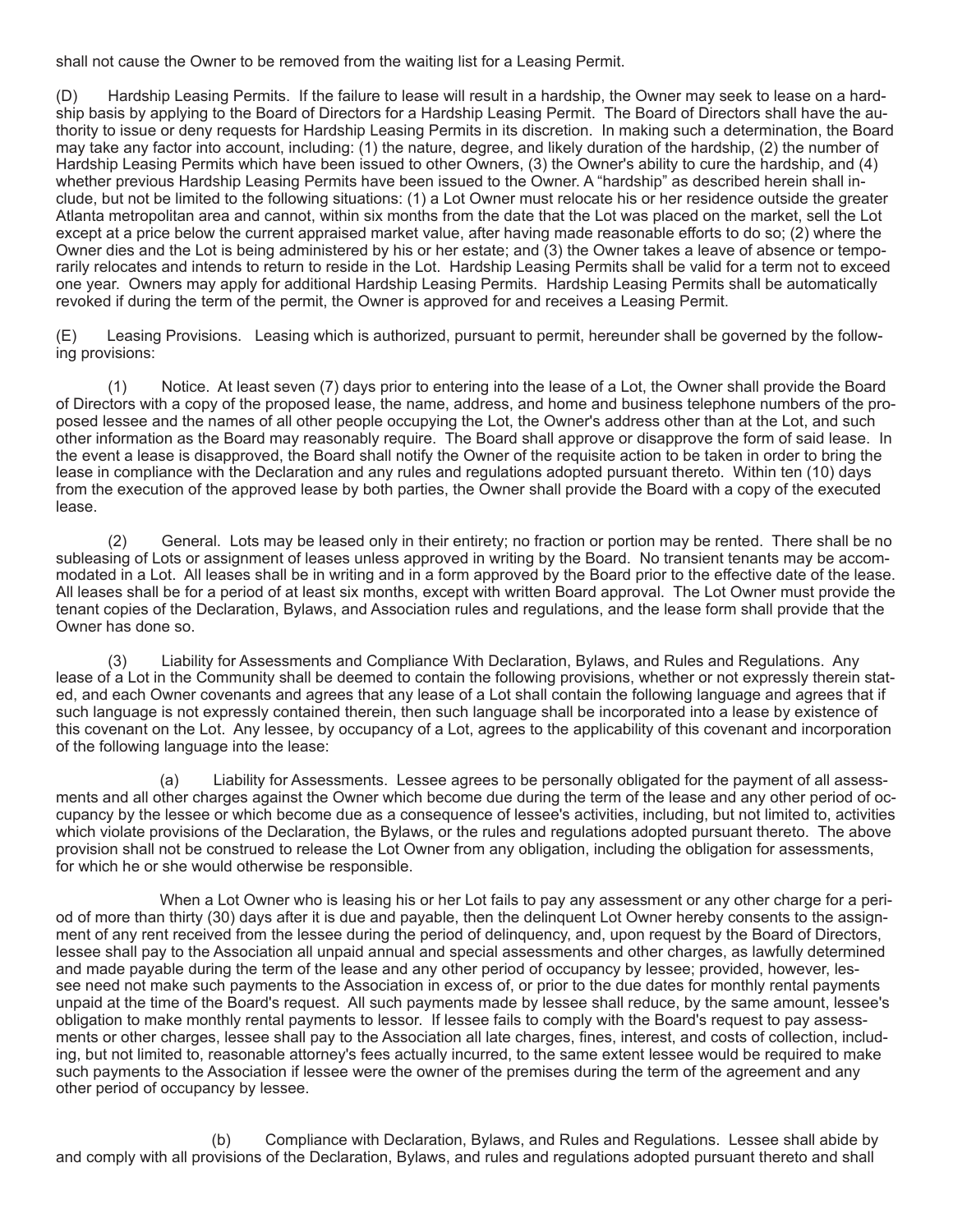shall not cause the Owner to be removed from the waiting list for a Leasing Permit.

(D) Hardship Leasing Permits. If the failure to lease will result in a hardship, the Owner may seek to lease on a hardship basis by applying to the Board of Directors for a Hardship Leasing Permit. The Board of Directors shall have the authority to issue or deny requests for Hardship Leasing Permits in its discretion. In making such a determination, the Board may take any factor into account, including: (1) the nature, degree, and likely duration of the hardship, (2) the number of Hardship Leasing Permits which have been issued to other Owners, (3) the Owner's ability to cure the hardship, and (4) whether previous Hardship Leasing Permits have been issued to the Owner. A "hardship" as described herein shall include, but not be limited to the following situations: (1) a Lot Owner must relocate his or her residence outside the greater Atlanta metropolitan area and cannot, within six months from the date that the Lot was placed on the market, sell the Lot except at a price below the current appraised market value, after having made reasonable efforts to do so; (2) where the Owner dies and the Lot is being administered by his or her estate; and (3) the Owner takes a leave of absence or temporarily relocates and intends to return to reside in the Lot. Hardship Leasing Permits shall be valid for a term not to exceed one year. Owners may apply for additional Hardship Leasing Permits. Hardship Leasing Permits shall be automatically revoked if during the term of the permit, the Owner is approved for and receives a Leasing Permit.

(E) Leasing Provisions. Leasing which is authorized, pursuant to permit, hereunder shall be governed by the following provisions:

(1) Notice. At least seven (7) days prior to entering into the lease of a Lot, the Owner shall provide the Board of Directors with a copy of the proposed lease, the name, address, and home and business telephone numbers of the proposed lessee and the names of all other people occupying the Lot, the Owner's address other than at the Lot, and such other information as the Board may reasonably require. The Board shall approve or disapprove the form of said lease. In the event a lease is disapproved, the Board shall notify the Owner of the requisite action to be taken in order to bring the lease in compliance with the Declaration and any rules and regulations adopted pursuant thereto. Within ten (10) days from the execution of the approved lease by both parties, the Owner shall provide the Board with a copy of the executed lease.

(2) General. Lots may be leased only in their entirety; no fraction or portion may be rented. There shall be no subleasing of Lots or assignment of leases unless approved in writing by the Board. No transient tenants may be accommodated in a Lot. All leases shall be in writing and in a form approved by the Board prior to the effective date of the lease. All leases shall be for a period of at least six months, except with written Board approval. The Lot Owner must provide the tenant copies of the Declaration, Bylaws, and Association rules and regulations, and the lease form shall provide that the Owner has done so.

(3) Liability for Assessments and Compliance With Declaration, Bylaws, and Rules and Regulations. Any lease of a Lot in the Community shall be deemed to contain the following provisions, whether or not expressly therein stated, and each Owner covenants and agrees that any lease of a Lot shall contain the following language and agrees that if such language is not expressly contained therein, then such language shall be incorporated into a lease by existence of this covenant on the Lot. Any lessee, by occupancy of a Lot, agrees to the applicability of this covenant and incorporation of the following language into the lease:

(a) Liability for Assessments. Lessee agrees to be personally obligated for the payment of all assessments and all other charges against the Owner which become due during the term of the lease and any other period of occupancy by the lessee or which become due as a consequence of lessee's activities, including, but not limited to, activities which violate provisions of the Declaration, the Bylaws, or the rules and regulations adopted pursuant thereto. The above provision shall not be construed to release the Lot Owner from any obligation, including the obligation for assessments, for which he or she would otherwise be responsible.

When a Lot Owner who is leasing his or her Lot fails to pay any assessment or any other charge for a period of more than thirty (30) days after it is due and payable, then the delinquent Lot Owner hereby consents to the assignment of any rent received from the lessee during the period of delinquency, and, upon request by the Board of Directors, lessee shall pay to the Association all unpaid annual and special assessments and other charges, as lawfully determined and made payable during the term of the lease and any other period of occupancy by lessee; provided, however, lessee need not make such payments to the Association in excess of, or prior to the due dates for monthly rental payments unpaid at the time of the Board's request. All such payments made by lessee shall reduce, by the same amount, lessee's obligation to make monthly rental payments to lessor. If lessee fails to comply with the Board's request to pay assessments or other charges, lessee shall pay to the Association all late charges, fines, interest, and costs of collection, including, but not limited to, reasonable attorney's fees actually incurred, to the same extent lessee would be required to make such payments to the Association if lessee were the owner of the premises during the term of the agreement and any other period of occupancy by lessee.

(b) Compliance with Declaration, Bylaws, and Rules and Regulations. Lessee shall abide by and comply with all provisions of the Declaration, Bylaws, and rules and regulations adopted pursuant thereto and shall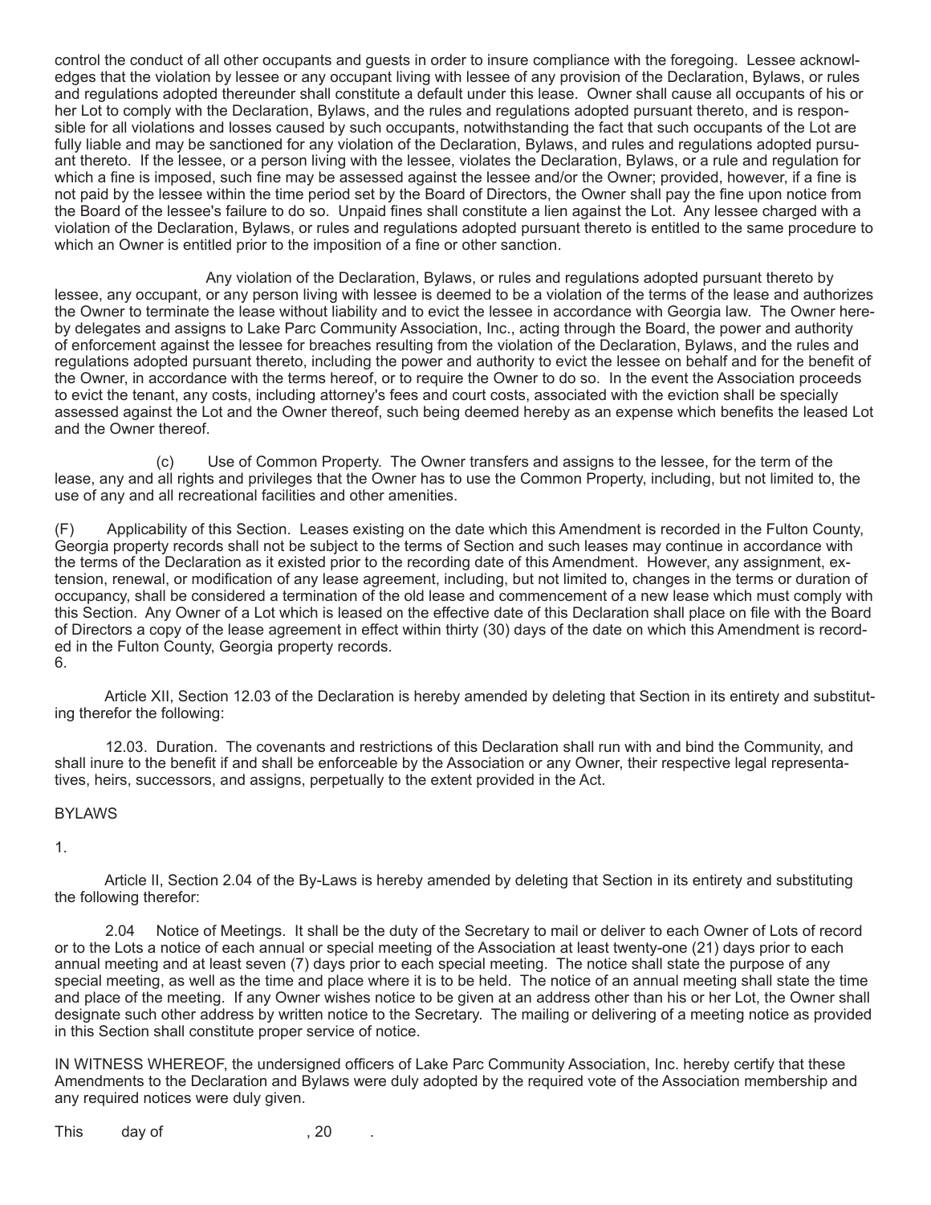control the conduct of all other occupants and guests in order to insure compliance with the foregoing. Lessee acknowledges that the violation by lessee or any occupant living with lessee of any provision of the Declaration, Bylaws, or rules and regulations adopted thereunder shall constitute a default under this lease. Owner shall cause all occupants of his or her Lot to comply with the Declaration, Bylaws, and the rules and regulations adopted pursuant thereto, and is responsible for all violations and losses caused by such occupants, notwithstanding the fact that such occupants of the Lot are fully liable and may be sanctioned for any violation of the Declaration, Bylaws, and rules and regulations adopted pursuant thereto. If the lessee, or a person living with the lessee, violates the Declaration, Bylaws, or a rule and regulation for which a fine is imposed, such fine may be assessed against the lessee and/or the Owner; provided, however, if a fine is not paid by the lessee within the time period set by the Board of Directors, the Owner shall pay the fine upon notice from the Board of the lessee's failure to do so. Unpaid fines shall constitute a lien against the Lot. Any lessee charged with a violation of the Declaration, Bylaws, or rules and regulations adopted pursuant thereto is entitled to the same procedure to which an Owner is entitled prior to the imposition of a fine or other sanction.

Any violation of the Declaration, Bylaws, or rules and regulations adopted pursuant thereto by lessee, any occupant, or any person living with lessee is deemed to be a violation of the terms of the lease and authorizes the Owner to terminate the lease without liability and to evict the lessee in accordance with Georgia law. The Owner hereby delegates and assigns to Lake Parc Community Association, Inc., acting through the Board, the power and authority of enforcement against the lessee for breaches resulting from the violation of the Declaration, Bylaws, and the rules and regulations adopted pursuant thereto, including the power and authority to evict the lessee on behalf and for the benefit of the Owner, in accordance with the terms hereof, or to require the Owner to do so. In the event the Association proceeds to evict the tenant, any costs, including attorney's fees and court costs, associated with the eviction shall be specially assessed against the Lot and the Owner thereof, such being deemed hereby as an expense which benefits the leased Lot and the Owner thereof.

(c) Use of Common Property. The Owner transfers and assigns to the lessee, for the term of the lease, any and all rights and privileges that the Owner has to use the Common Property, including, but not limited to, the use of any and all recreational facilities and other amenities.

(F) Applicability of this Section. Leases existing on the date which this Amendment is recorded in the Fulton County, Georgia property records shall not be subject to the terms of Section and such leases may continue in accordance with the terms of the Declaration as it existed prior to the recording date of this Amendment. However, any assignment, extension, renewal, or modification of any lease agreement, including, but not limited to, changes in the terms or duration of occupancy, shall be considered a termination of the old lease and commencement of a new lease which must comply with this Section. Any Owner of a Lot which is leased on the effective date of this Declaration shall place on file with the Board of Directors a copy of the lease agreement in effect within thirty (30) days of the date on which this Amendment is recorded in the Fulton County, Georgia property records.

6.

Article XII, Section 12.03 of the Declaration is hereby amended by deleting that Section in its entirety and substituting therefor the following:

12.03. Duration. The covenants and restrictions of this Declaration shall run with and bind the Community, and shall inure to the benefit if and shall be enforceable by the Association or any Owner, their respective legal representatives, heirs, successors, and assigns, perpetually to the extent provided in the Act.

BYLAWS

1.

Article II, Section 2.04 of the By-Laws is hereby amended by deleting that Section in its entirety and substituting the following therefor:

2.04 Notice of Meetings. It shall be the duty of the Secretary to mail or deliver to each Owner of Lots of record or to the Lots a notice of each annual or special meeting of the Association at least twenty-one (21) days prior to each annual meeting and at least seven (7) days prior to each special meeting. The notice shall state the purpose of any special meeting, as well as the time and place where it is to be held. The notice of an annual meeting shall state the time and place of the meeting. If any Owner wishes notice to be given at an address other than his or her Lot, the Owner shall designate such other address by written notice to the Secretary. The mailing or delivering of a meeting notice as provided in this Section shall constitute proper service of notice.

IN WITNESS WHEREOF, the undersigned officers of Lake Parc Community Association, Inc. hereby certify that these Amendments to the Declaration and Bylaws were duly adopted by the required vote of the Association membership and any required notices were duly given.

This day of , 20 .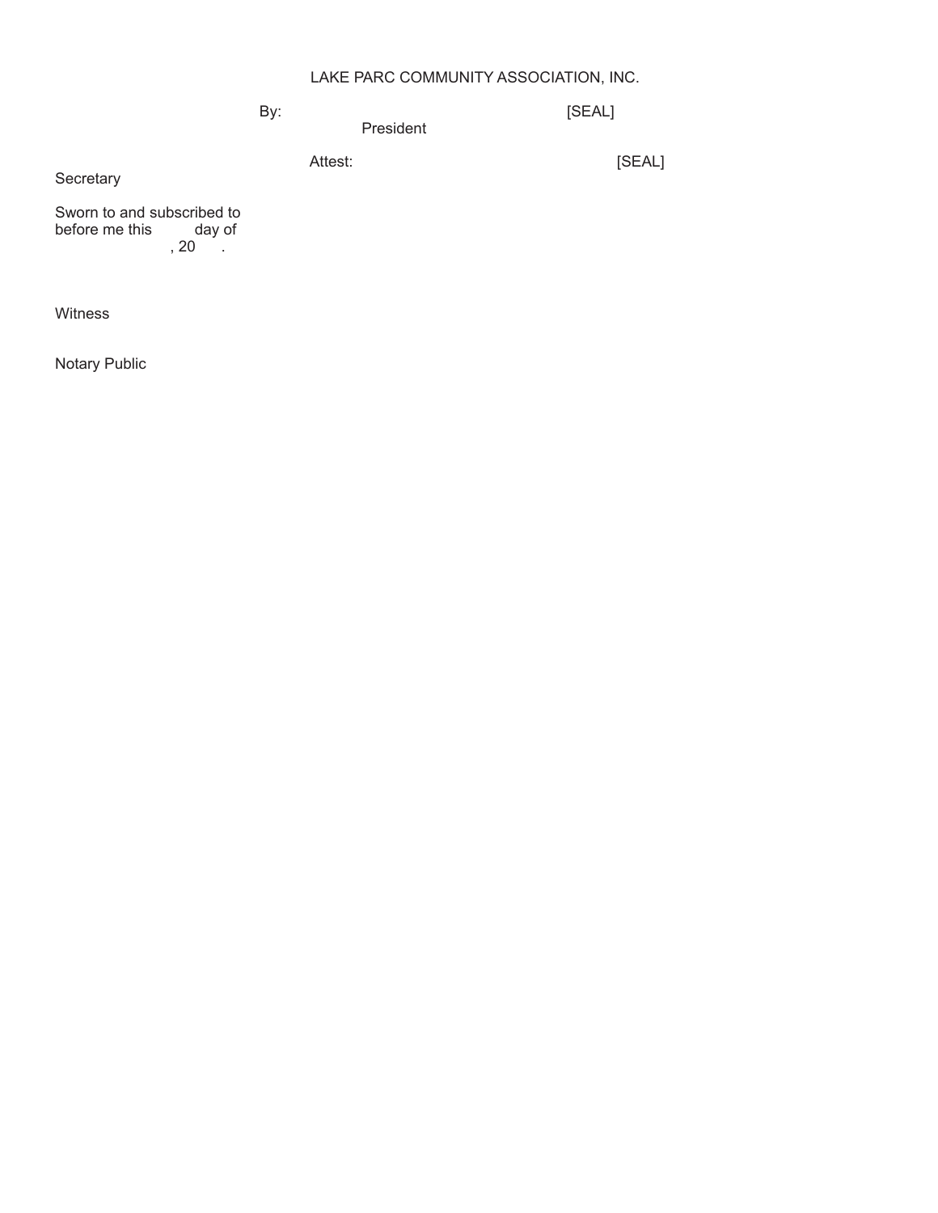LAKE PARC COMMUNITY ASSOCIATION, INC.

By: [SEAL]
President

Attest: [SEAL]
Secretary

Sworn to and subscribed to
before me this day of
, 20 .

Witness

Notary Public